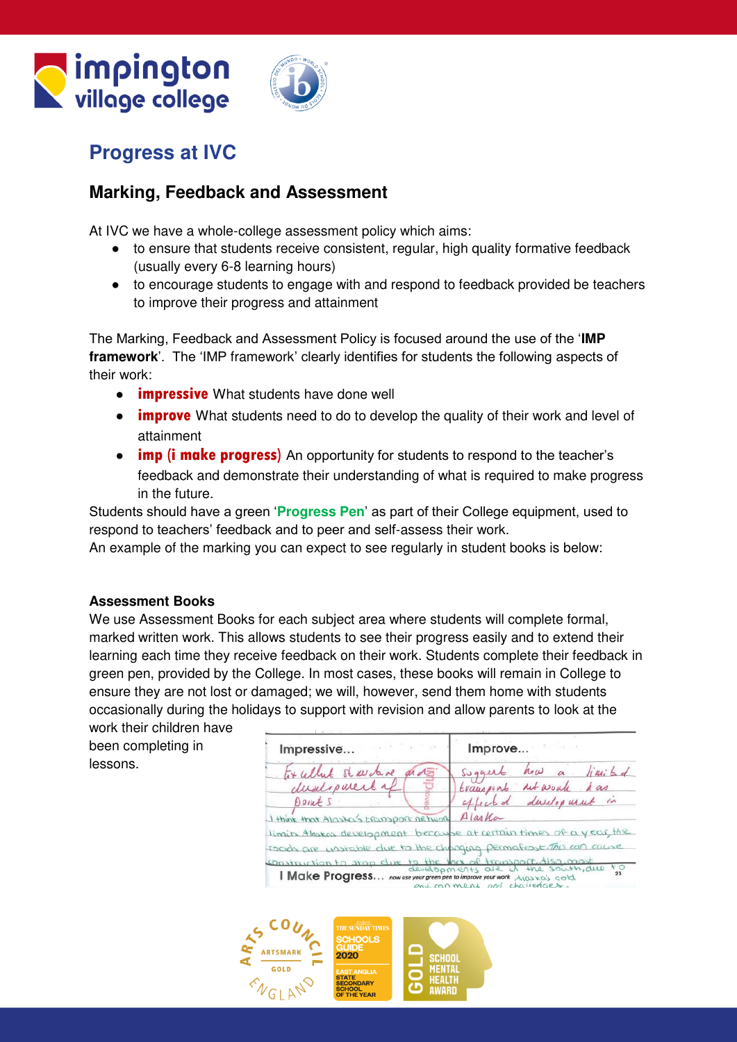# Progress at IVC

## Marking, Feedback and Assessment

At IVC we have a whole-college assessment policy which aims:

- to ensure that students receive consistent, regular, high quality formative feedback (usually every 6-8 learning hours)
- to encourage students to engage with and respond to feedback provided be teachers to improve their progress and attainment

The Marking, Feedback and Assessment Policy is focused around the use of the '**IMP framework**'. The 'IMP framework' clearly identifies for students the following aspects of their work:

- **impressive** What students have done well
- **improve** What students need to do to develop the quality of their work and level of attainment
- **imp (i make progress)** An opportunity for students to respond to the teacher's feedback and demonstrate their understanding of what is required to make progress in the future.

Students should have a green '**Progress Pen**' as part of their College equipment, used to respond to teachers' feedback and to peer and self-assess their work.

An example of the marking you can expect to see regularly in student books is below:

### Assessment Books

We use Assessment Books for each subject area where students will complete formal, marked written work. This allows students to see their progress easily and to extend their learning each time they receive feedback on their work. Students complete their feedback in green pen, provided by the College. In most cases, these books will remain in College to ensure they are not lost or damaged; we will, however, send them home with students occasionally during the holidays to support with revision and allow parents to look at the work their children have been completing in lessons.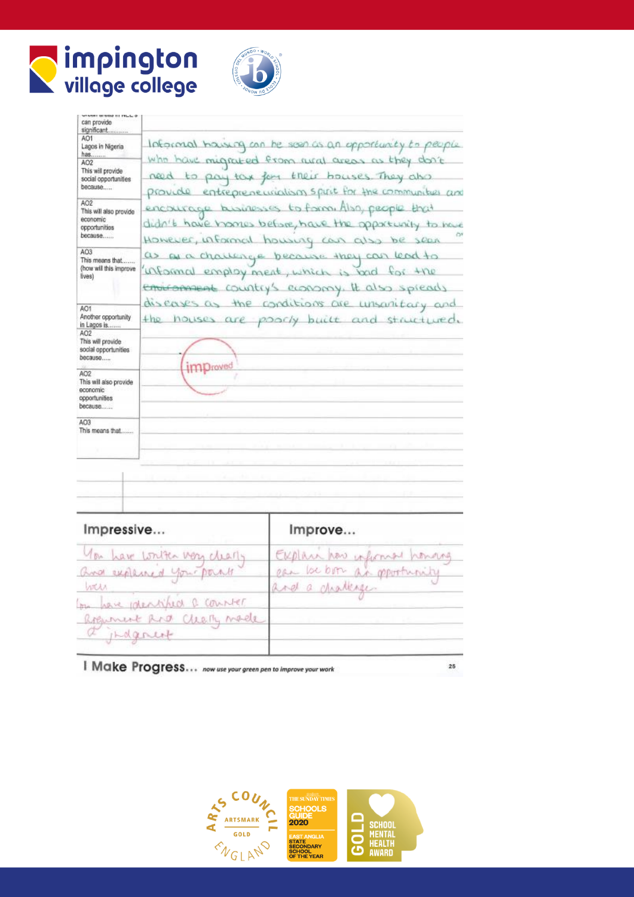# impington village college

| | |
|---|---|
| ...can provide significant......... | |
| AO1 Lagos in Nigeria has........ | Informal housing can be seen as an opportunity to people who have migrated from rural areas as they don't need to pay tax for their houses. They also provide entrepreneurialism spirit for the communities and encourage businesses to form. Also, people that didn't have homes before, have the opportunity to have |
| AO2 This will provide social opportunities because..... | |
| AO2 This will also provide economic opportunities because...... | |
| AO3 This means that....... (how will this improve lives) | However, informal housing can also be seen as ~~as a~~ a challenge because they can lead to 'informal employment, which is bad for the ~~environment~~ country's economy. It also spreads diseases as the conditions are unsanitary and the houses are poorly built and structured. |
| AO1 Another opportunity in Lagos is....... | |
| AO2 This will provide social opportunities because..... | |
| AO2 This will also provide economic opportunities because...... | |
| AO3 This means that....... | |

improved

| Impressive... | Improve... |
|---|---|
| You have written very clearly and explained your points well. You have identified a counter argument and clearly made a judgement | Explain how informal housing can be both an opportunity and a challenge |

**I Make Progress...** *now use your green pen to improve your work*

ARTSMARK GOLD — Arts Council England

The Sunday Times Schools Guide 2020 — East Anglia State Secondary School of the Year

GOLD School Mental Health Award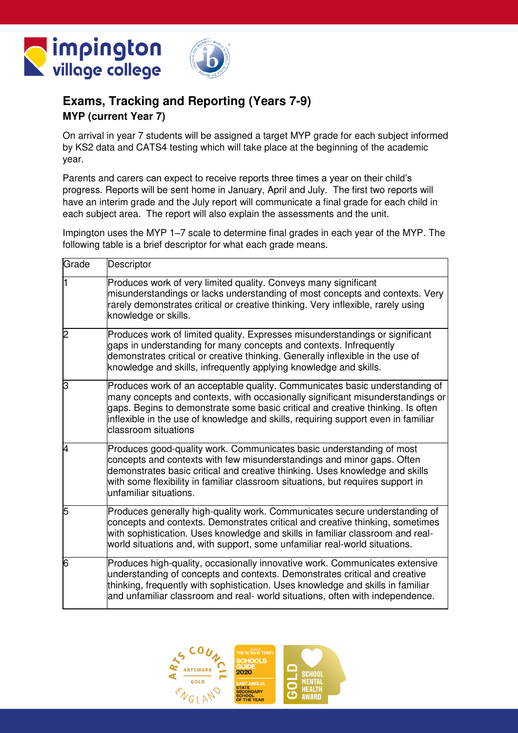## Exams, Tracking and Reporting (Years 7-9)

### MYP (current Year 7)

On arrival in year 7 students will be assigned a target MYP grade for each subject informed by KS2 data and CATS4 testing which will take place at the beginning of the academic year.

Parents and carers can expect to receive reports three times a year on their child's progress. Reports will be sent home in January, April and July. The first two reports will have an interim grade and the July report will communicate a final grade for each child in each subject area. The report will also explain the assessments and the unit.

Impington uses the MYP 1–7 scale to determine final grades in each year of the MYP. The following table is a brief descriptor for what each grade means.

| Grade | Descriptor |
|---|---|
| 1 | Produces work of very limited quality. Conveys many significant misunderstandings or lacks understanding of most concepts and contexts. Very rarely demonstrates critical or creative thinking. Very inflexible, rarely using knowledge or skills. |
| 2 | Produces work of limited quality. Expresses misunderstandings or significant gaps in understanding for many concepts and contexts. Infrequently demonstrates critical or creative thinking. Generally inflexible in the use of knowledge and skills, infrequently applying knowledge and skills. |
| 3 | Produces work of an acceptable quality. Communicates basic understanding of many concepts and contexts, with occasionally significant misunderstandings or gaps. Begins to demonstrate some basic critical and creative thinking. Is often inflexible in the use of knowledge and skills, requiring support even in familiar classroom situations |
| 4 | Produces good-quality work. Communicates basic understanding of most concepts and contexts with few misunderstandings and minor gaps. Often demonstrates basic critical and creative thinking. Uses knowledge and skills with some flexibility in familiar classroom situations, but requires support in unfamiliar situations. |
| 5 | Produces generally high-quality work. Communicates secure understanding of concepts and contexts. Demonstrates critical and creative thinking, sometimes with sophistication. Uses knowledge and skills in familiar classroom and real-world situations and, with support, some unfamiliar real-world situations. |
| 6 | Produces high-quality, occasionally innovative work. Communicates extensive understanding of concepts and contexts. Demonstrates critical and creative thinking, frequently with sophistication. Uses knowledge and skills in familiar and unfamiliar classroom and real- world situations, often with independence. |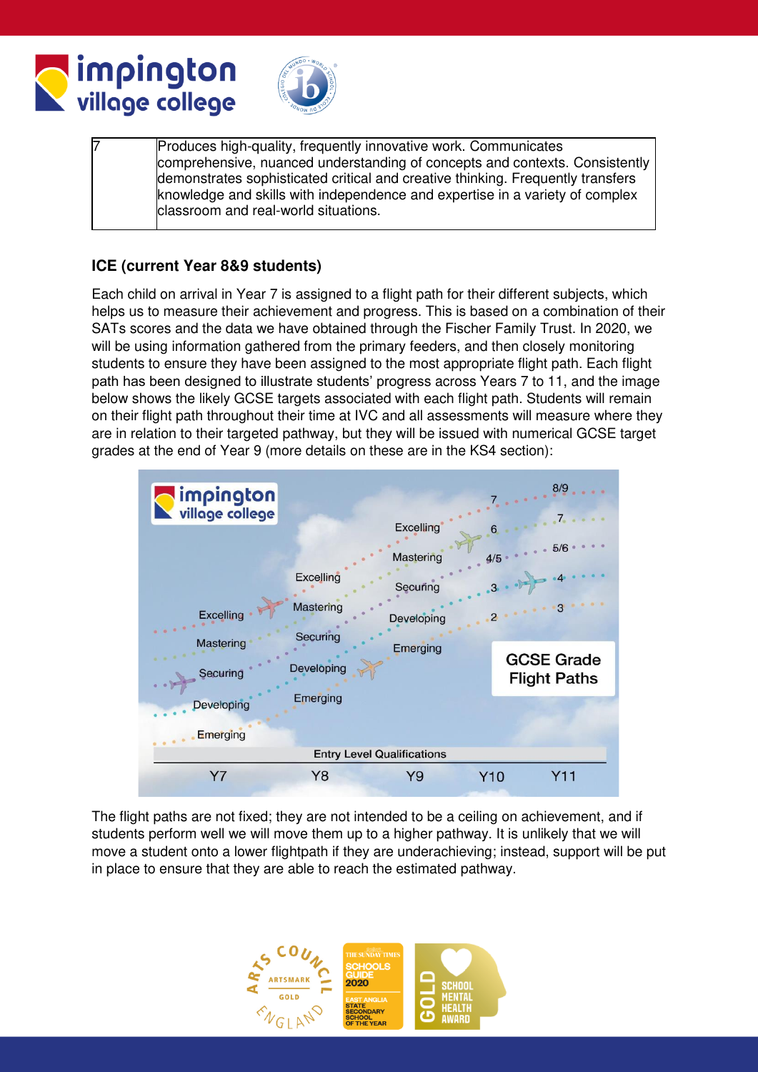| 7 | Produces high-quality, frequently innovative work. Communicates comprehensive, nuanced understanding of concepts and contexts. Consistently demonstrates sophisticated critical and creative thinking. Frequently transfers knowledge and skills with independence and expertise in a variety of complex classroom and real-world situations. |
|---|---|

### ICE (current Year 8&9 students)

Each child on arrival in Year 7 is assigned to a flight path for their different subjects, which helps us to measure their achievement and progress. This is based on a combination of their SATs scores and the data we have obtained through the Fischer Family Trust. In 2020, we will be using information gathered from the primary feeders, and then closely monitoring students to ensure they have been assigned to the most appropriate flight path. Each flight path has been designed to illustrate students' progress across Years 7 to 11, and the image below shows the likely GCSE targets associated with each flight path. Students will remain on their flight path throughout their time at IVC and all assessments will measure where they are in relation to their targeted pathway, but they will be issued with numerical GCSE target grades at the end of Year 9 (more details on these are in the KS4 section):

The flight paths are not fixed; they are not intended to be a ceiling on achievement, and if students perform well we will move them up to a higher pathway. It is unlikely that we will move a student onto a lower flightpath if they are underachieving; instead, support will be put in place to ensure that they are able to reach the estimated pathway.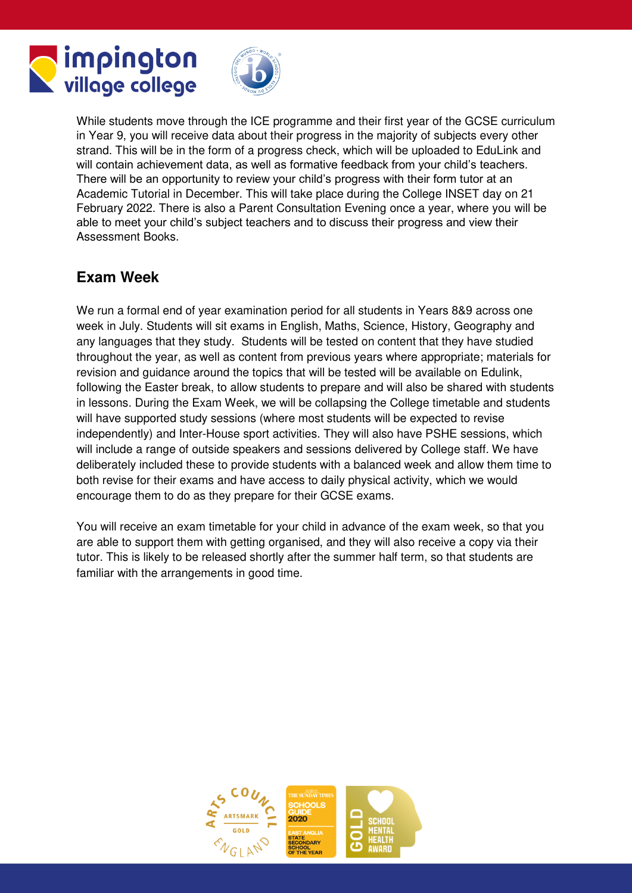While students move through the ICE programme and their first year of the GCSE curriculum in Year 9, you will receive data about their progress in the majority of subjects every other strand. This will be in the form of a progress check, which will be uploaded to EduLink and will contain achievement data, as well as formative feedback from your child's teachers. There will be an opportunity to review your child's progress with their form tutor at an Academic Tutorial in December. This will take place during the College INSET day on 21 February 2022. There is also a Parent Consultation Evening once a year, where you will be able to meet your child's subject teachers and to discuss their progress and view their Assessment Books.

## Exam Week

We run a formal end of year examination period for all students in Years 8&9 across one week in July. Students will sit exams in English, Maths, Science, History, Geography and any languages that they study. Students will be tested on content that they have studied throughout the year, as well as content from previous years where appropriate; materials for revision and guidance around the topics that will be tested will be available on Edulink, following the Easter break, to allow students to prepare and will also be shared with students in lessons. During the Exam Week, we will be collapsing the College timetable and students will have supported study sessions (where most students will be expected to revise independently) and Inter-House sport activities. They will also have PSHE sessions, which will include a range of outside speakers and sessions delivered by College staff. We have deliberately included these to provide students with a balanced week and allow them time to both revise for their exams and have access to daily physical activity, which we would encourage them to do as they prepare for their GCSE exams.

You will receive an exam timetable for your child in advance of the exam week, so that you are able to support them with getting organised, and they will also receive a copy via their tutor. This is likely to be released shortly after the summer half term, so that students are familiar with the arrangements in good time.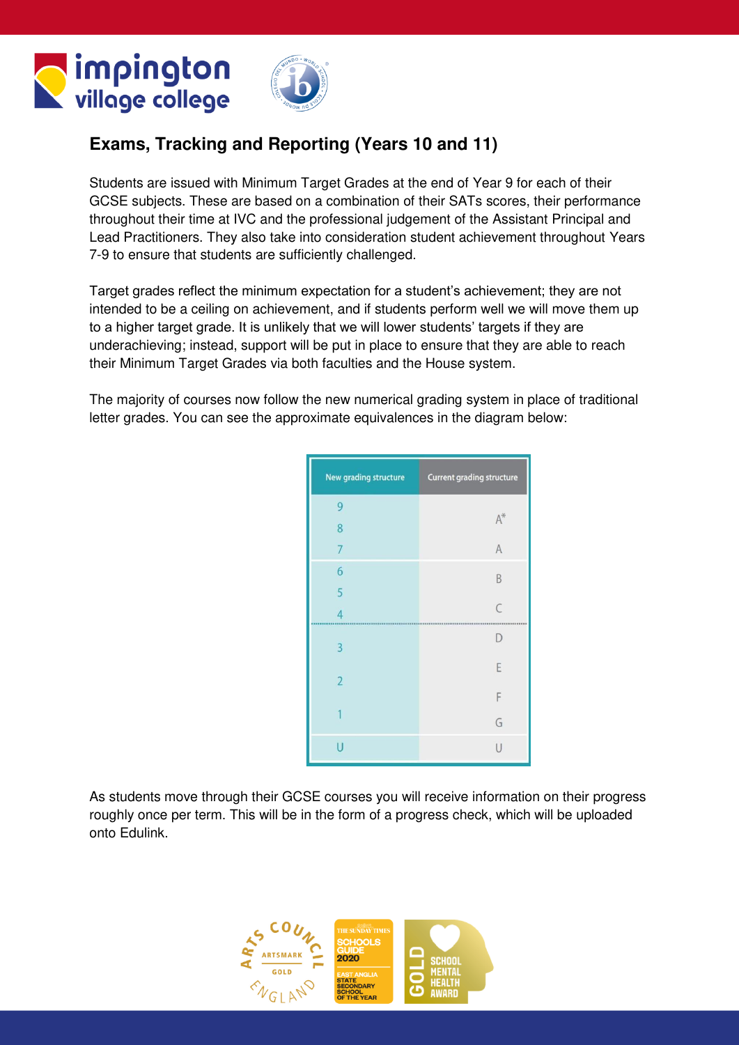## Exams, Tracking and Reporting (Years 10 and 11)

Students are issued with Minimum Target Grades at the end of Year 9 for each of their GCSE subjects. These are based on a combination of their SATs scores, their performance throughout their time at IVC and the professional judgement of the Assistant Principal and Lead Practitioners. They also take into consideration student achievement throughout Years 7-9 to ensure that students are sufficiently challenged.

Target grades reflect the minimum expectation for a student's achievement; they are not intended to be a ceiling on achievement, and if students perform well we will move them up to a higher target grade. It is unlikely that we will lower students' targets if they are underachieving; instead, support will be put in place to ensure that they are able to reach their Minimum Target Grades via both faculties and the House system.

The majority of courses now follow the new numerical grading system in place of traditional letter grades. You can see the approximate equivalences in the diagram below:

| New grading structure | Current grading structure |
|---|---|
| 9, 8, 7 | A*, A |
| 6, 5, 4 | B, C |
| 3, 2, 1 | D, E, F, G |
| U | U |

As students move through their GCSE courses you will receive information on their progress roughly once per term. This will be in the form of a progress check, which will be uploaded onto Edulink.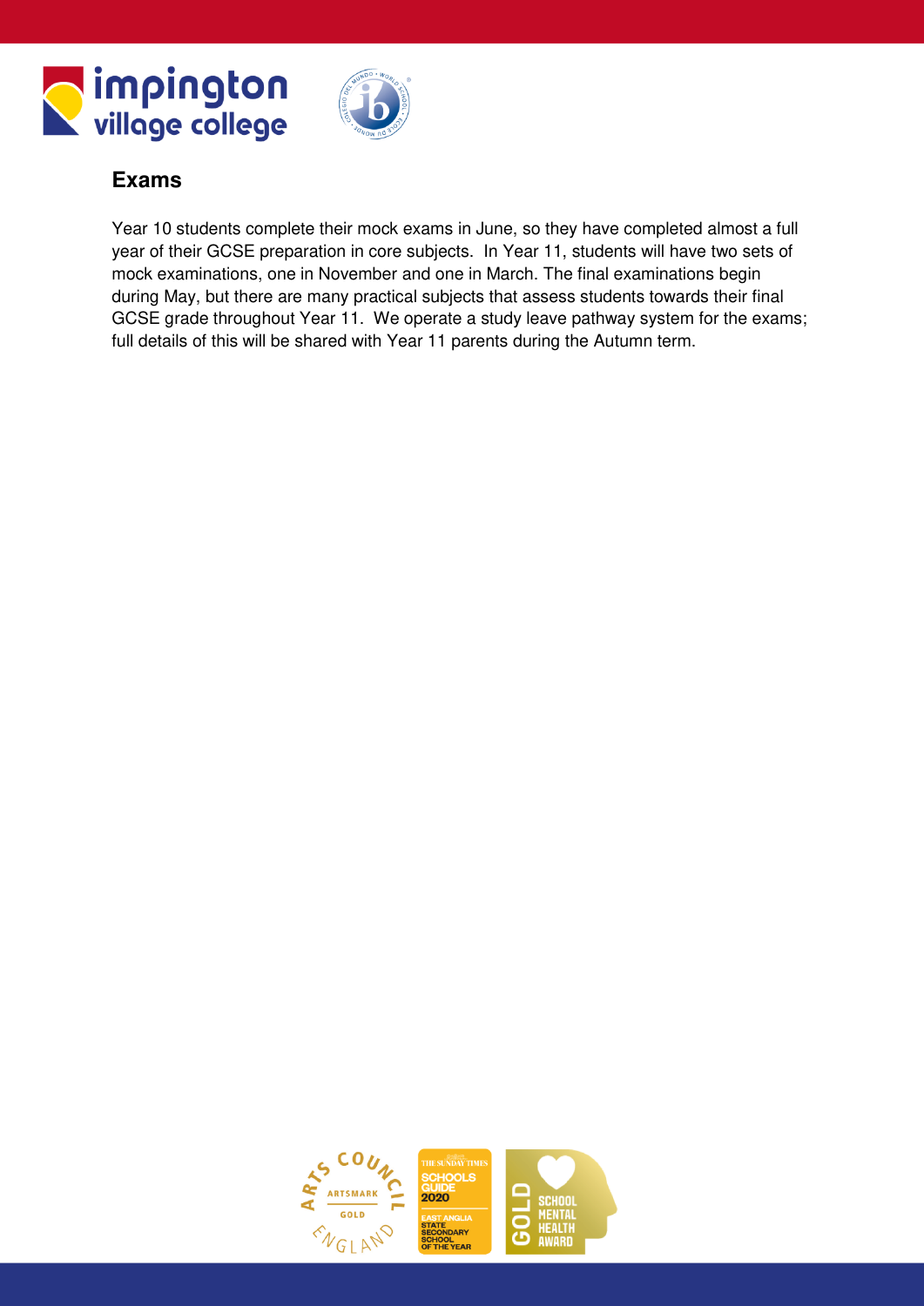## Exams

Year 10 students complete their mock exams in June, so they have completed almost a full year of their GCSE preparation in core subjects. In Year 11, students will have two sets of mock examinations, one in November and one in March. The final examinations begin during May, but there are many practical subjects that assess students towards their final GCSE grade throughout Year 11. We operate a study leave pathway system for the exams; full details of this will be shared with Year 11 parents during the Autumn term.